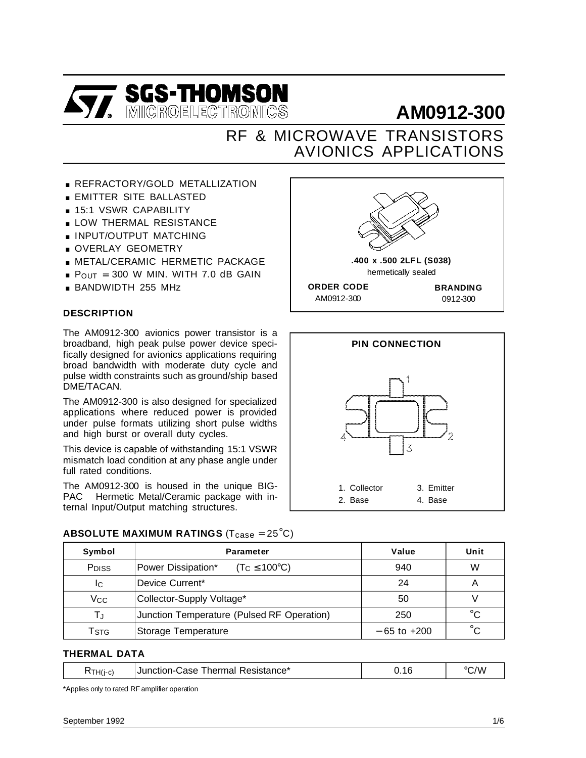# AM0912-300

SGS-THOMSON MICROELECTRONICS

## RF & MICROWAVE TRANSISTORS AVIONICS APPLICATIONS

- REFRACTORY/GOLD METALLIZATION
- EMITTER SITE BALLASTED
- 15:1 VSWR CAPABILITY
- LOW THERMAL RESISTANCE
- INPUT/OUTPUT MATCHING
- OVERLAY GEOMETRY
- METAL/CERAMIC HERMETIC PACKAGE
- $P_{OUT}$ = 300 W MIN. WITH 7.0 dB GAIN
- BANDWIDTH 255 MHz

**.400 x .500 2LFL (S038)**
hermetically sealed

| ORDER CODE | BRANDING |
|---|---|
| AM0912-300 | 0912-300 |

### DESCRIPTION

The AM0912-300 avionics power transistor is a broadband, high peak pulse power device specifically designed for avionics applications requiring broad bandwidth with moderate duty cycle and pulse width constraints such as ground/ship based DME/TACAN.

The AM0912-300 is also designed for specialized applications where reduced power is provided under pulse formats utilizing short pulse widths and high burst or overall duty cycles.

This device is capable of withstanding 15:1 VSWR mismatch load condition at any phase angle under full rated conditions.

The AM0912-300 is housed in the unique BIG-PAC Hermetic Metal/Ceramic package with internal Input/Output matching structures.

### PIN CONNECTION

1. Collector
2. Base
3. Emitter
4. Base

### ABSOLUTE MAXIMUM RATINGS ($T_{case}$ = 25°C)

| Symbol | Parameter | Value | Unit |
|---|---|---|---|
| $P_{DISS}$ | Power Dissipation* ($T_C \leq 100°C$) | 940 | W |
| $I_C$ | Device Current* | 24 | A |
| $V_{CC}$ | Collector-Supply Voltage* | 50 | V |
| $T_J$ | Junction Temperature (Pulsed RF Operation) | 250 | °C |
| $T_{STG}$ | Storage Temperature | −65 to +200 | °C |

### THERMAL DATA

| | | | |
|---|---|---|---|
| $R_{TH(j-c)}$ | Junction-Case Thermal Resistance* | 0.16 | °C/W |

*Applies only to rated RF amplifier operation

September 1992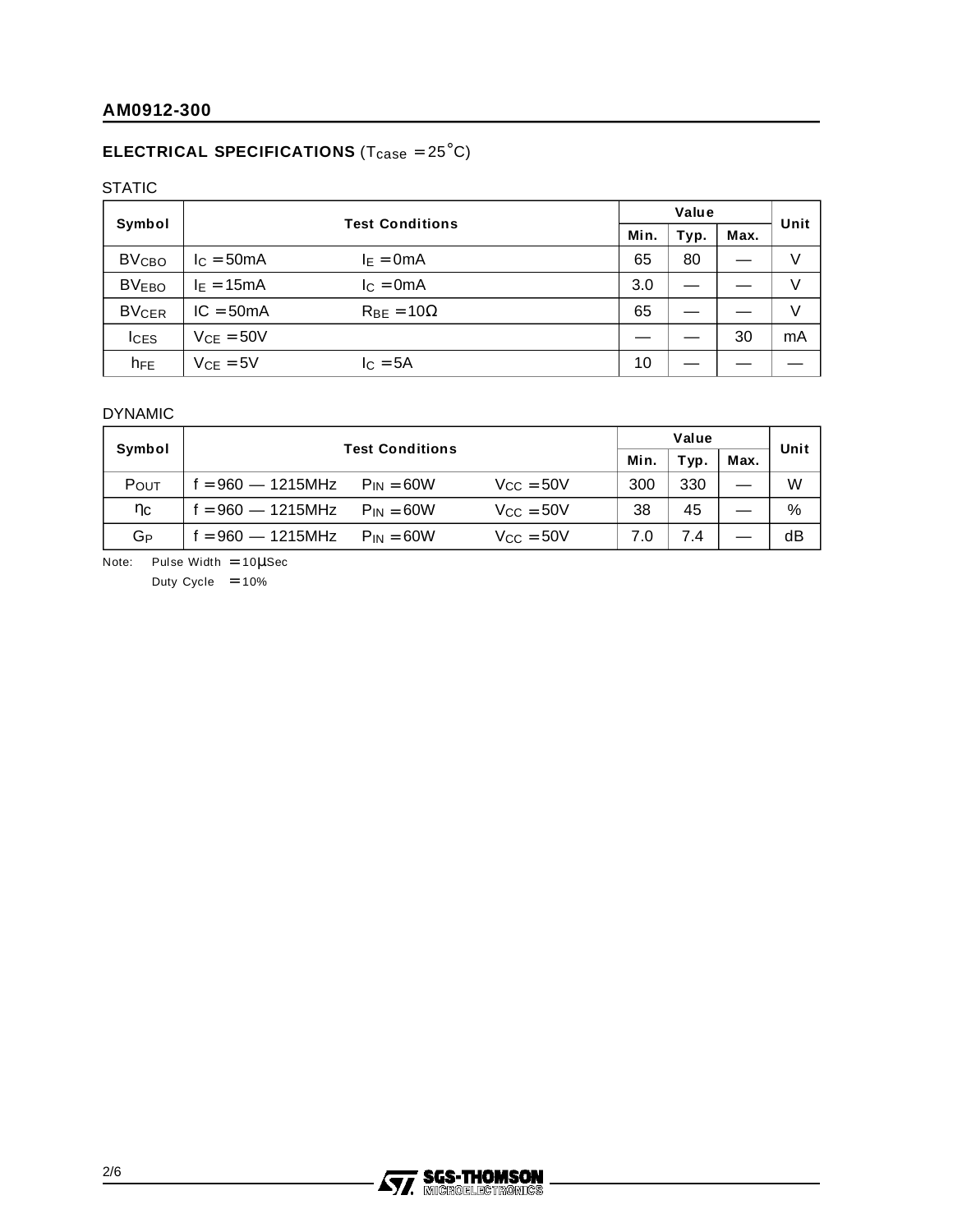## ELECTRICAL SPECIFICATIONS ($T_{case}$ = 25°C)

STATIC

| Symbol | Test Conditions | | Value | | | Unit |
|---|---|---|---|---|---|---|
| | | | Min. | Typ. | Max. | |
| $BV_{CBO}$ | $I_C$ = 50mA | $I_E$ = 0mA | 65 | 80 | — | V |
| $BV_{EBO}$ | $I_E$ = 15mA | $I_C$ = 0mA | 3.0 | — | — | V |
| $BV_{CER}$ | IC = 50mA | $R_{BE}$ = 10Ω | 65 | — | — | V |
| $I_{CES}$ | $V_{CE}$ = 50V | | — | — | 30 | mA |
| $h_{FE}$ | $V_{CE}$ = 5V | $I_C$ = 5A | 10 | — | — | — |

DYNAMIC

| Symbol | Test Conditions | | | Value | | | Unit |
|---|---|---|---|---|---|---|---|
| | | | | Min. | Typ. | Max. | |
| $P_{OUT}$ | f = 960 — 1215MHz | $P_{IN}$ = 60W | $V_{CC}$ = 50V | 300 | 330 | — | W |
| $\eta_C$ | f = 960 — 1215MHz | $P_{IN}$ = 60W | $V_{CC}$ = 50V | 38 | 45 | — | % |
| $G_P$ | f = 960 — 1215MHz | $P_{IN}$ = 60W | $V_{CC}$ = 50V | 7.0 | 7.4 | — | dB |

Note: Pulse Width = 10μSec
Duty Cycle = 10%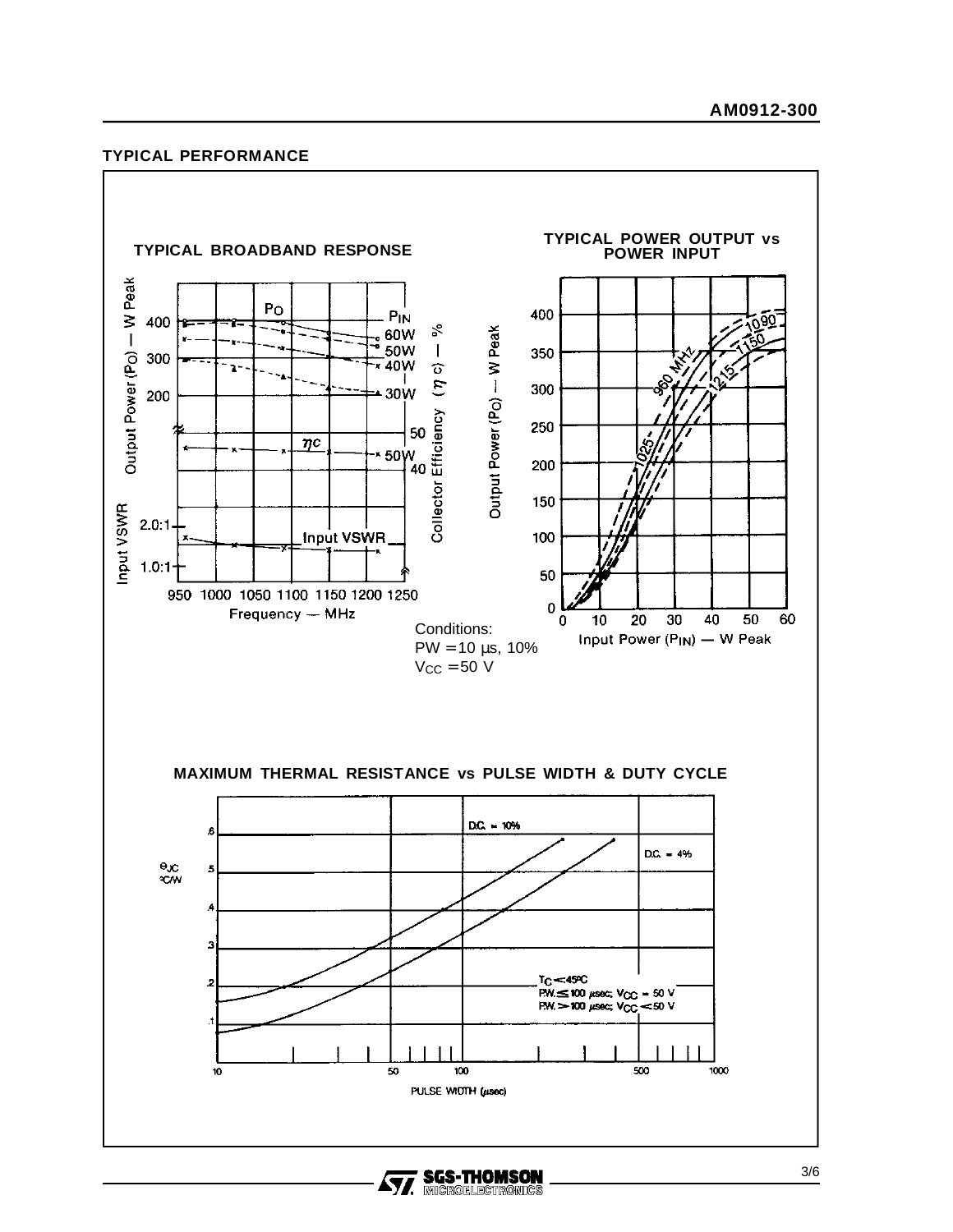## TYPICAL PERFORMANCE

**TYPICAL BROADBAND RESPONSE**

**TYPICAL POWER OUTPUT vs POWER INPUT**

Conditions:
PW = 10 µs, 10%
$V_{CC}$ = 50 V

**MAXIMUM THERMAL RESISTANCE vs PULSE WIDTH & DUTY CYCLE**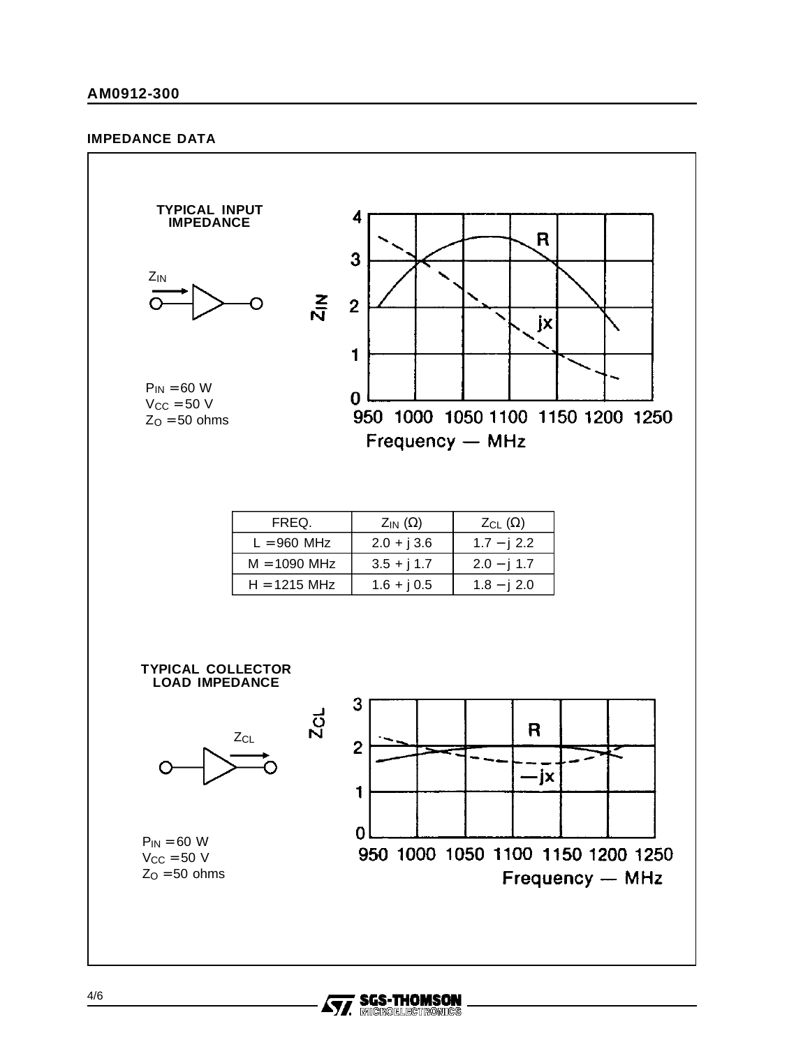## IMPEDANCE DATA

**TYPICAL INPUT IMPEDANCE**

$Z_{IN}$

$P_{IN}$ = 60 W
$V_{CC}$ = 50 V
$Z_O$ = 50 ohms

| FREQ. | $Z_{IN}$ (Ω) | $Z_{CL}$ (Ω) |
|---|---|---|
| L = 960 MHz | 2.0 + j 3.6 | 1.7 − j 2.2 |
| M = 1090 MHz | 3.5 + j 1.7 | 2.0 − j 1.7 |
| H = 1215 MHz | 1.6 + j 0.5 | 1.8 − j 2.0 |

**TYPICAL COLLECTOR LOAD IMPEDANCE**

$Z_{CL}$

$P_{IN}$ = 60 W
$V_{CC}$ = 50 V
$Z_O$ = 50 ohms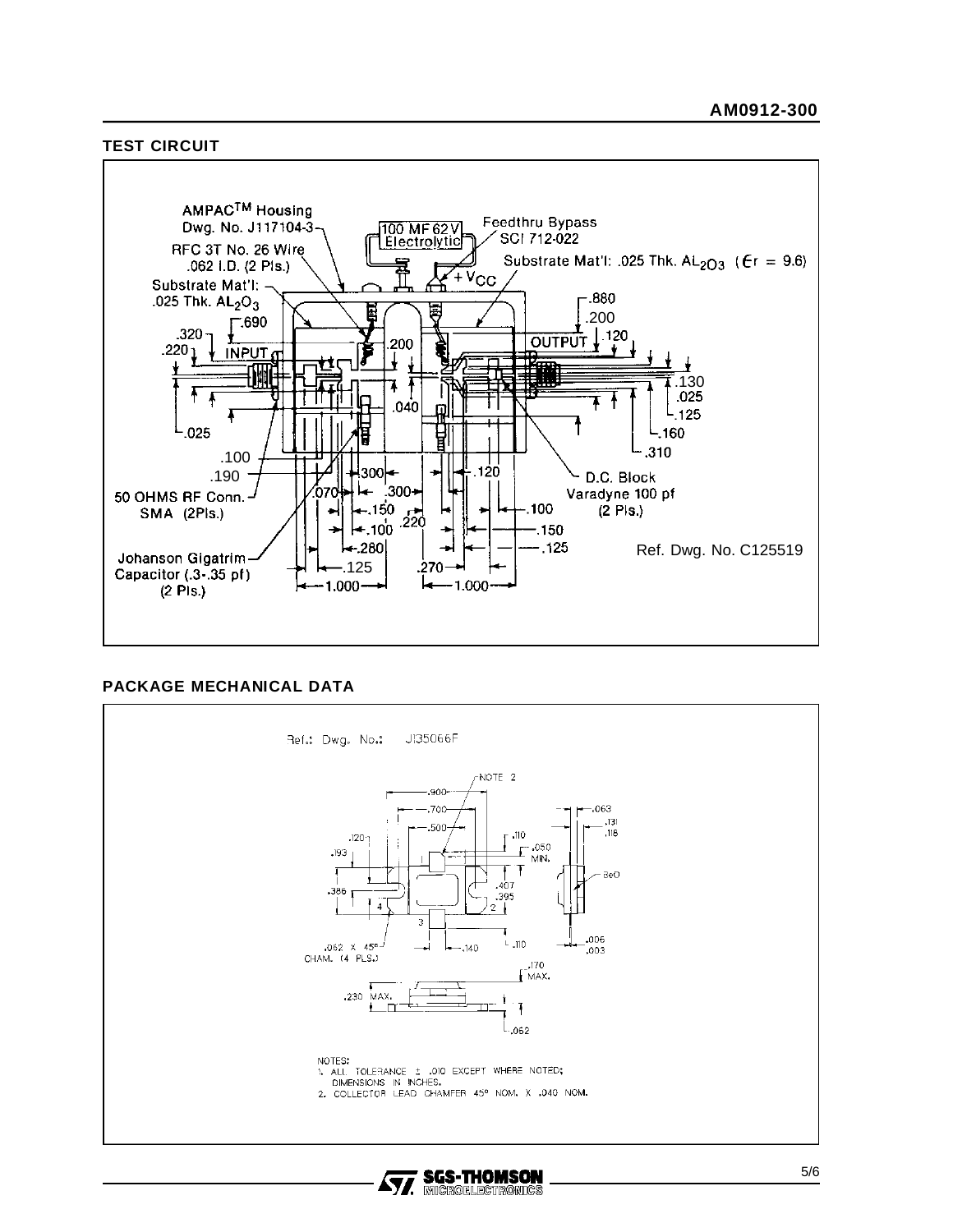## TEST CIRCUIT

AMPAC[TM] Housing
Dwg. No. J117104-3

100 MF 62V Electrolytic

Feedthru Bypass
SCI 712-022

RFC 3T No. 26 Wire
.062 I.D. (2 Pls.)

Substrate Mat'l: .025 Thk. $AL_2O_3$ ($\epsilon r$ = 9.6)

$+V_{CC}$

Substrate Mat'l:
.025 Thk. $AL_2O_3$

.880
.200
.120
.690
.320
.220
INPUT
.200
OUTPUT
.130
.025
.125
.040
.160
.025
.310
.100
.190
.300
.120
D.C. Block
Varadyne 100 pf
(2 Pls.)
50 OHMS RF Conn.
SMA (2Pls.)
.070
.300
.150
.100
.220
.100
.150
.280
.125
Johanson Gigatrim
Capacitor (.3-.35 pf)
(2 Pls.)
.125
.270
1.000
1.000

Ref. Dwg. No. C125519

## PACKAGE MECHANICAL DATA

Ref.: Dwg. No.: J135066F

NOTE 2

.900
.700
.500
.120
.193
.110
.050 MIN.
.063
.131
.118
BeO
.386
.407
.395
4
2
3
.062 X 45° CHAM. (4 PLS.)
.140
.110
.006
.003
.170 MAX.
.230 MAX.
.062

NOTES:
1. ALL TOLERANCE ± .010 EXCEPT WHERE NOTED; DIMENSIONS IN INCHES.
2. COLLECTOR LEAD CHAMFER 45° NOM. X .040 NOM.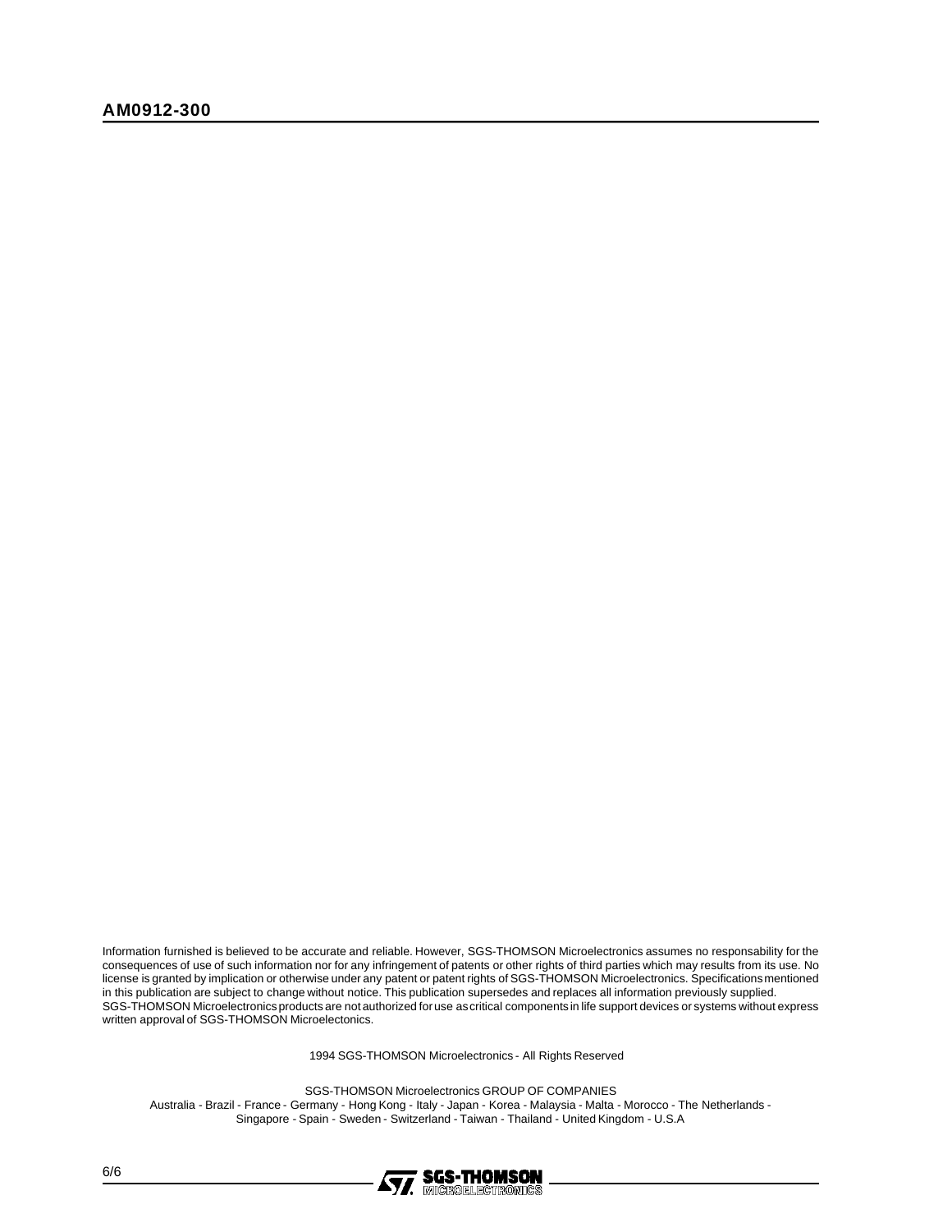Information furnished is believed to be accurate and reliable. However, SGS-THOMSON Microelectronics assumes no responsability for the consequences of use of such information nor for any infringement of patents or other rights of third parties which may results from its use. No license is granted by implication or otherwise under any patent or patent rights of SGS-THOMSON Microelectronics. Specifications mentioned in this publication are subject to change without notice. This publication supersedes and replaces all information previously supplied. SGS-THOMSON Microelectronics products are not authorized for use as critical components in life support devices or systems without express written approval of SGS-THOMSON Microelectonics.

1994 SGS-THOMSON Microelectronics - All Rights Reserved

SGS-THOMSON Microelectronics GROUP OF COMPANIES

Australia - Brazil - France - Germany - Hong Kong - Italy - Japan - Korea - Malaysia - Malta - Morocco - The Netherlands - Singapore - Spain - Sweden - Switzerland - Taiwan - Thailand - United Kingdom - U.S.A